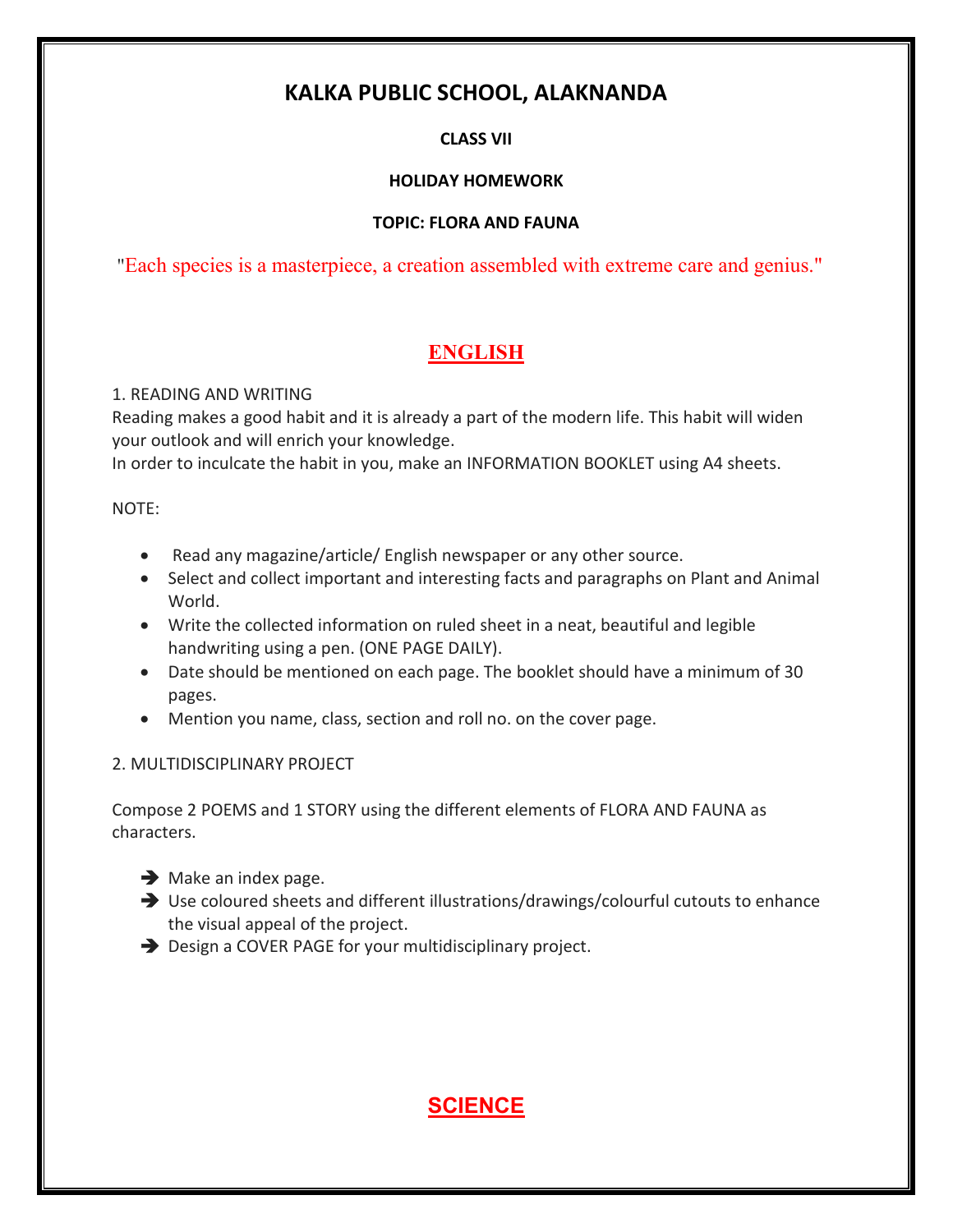# KALKA PUBLIC SCHOOL, ALAKNANDA

**CLASS VII**

**HOLIDAY HOMEWORK**

**TOPIC: FLORA AND FAUNA**

"Each species is a masterpiece, a creation assembled with extreme care and genius."

## ENGLISH

1. READING AND WRITING

Reading makes a good habit and it is already a part of the modern life. This habit will widen your outlook and will enrich your knowledge.

In order to inculcate the habit in you, make an INFORMATION BOOKLET using A4 sheets.

NOTE:

- Read any magazine/article/ English newspaper or any other source.
- Select and collect important and interesting facts and paragraphs on Plant and Animal World.
- Write the collected information on ruled sheet in a neat, beautiful and legible handwriting using a pen. (ONE PAGE DAILY).
- Date should be mentioned on each page. The booklet should have a minimum of 30 pages.
- Mention you name, class, section and roll no. on the cover page.

2. MULTIDISCIPLINARY PROJECT

Compose 2 POEMS and 1 STORY using the different elements of FLORA AND FAUNA as characters.

- ➔ Make an index page.
- ➔ Use coloured sheets and different illustrations/drawings/colourful cutouts to enhance the visual appeal of the project.
- ➔ Design a COVER PAGE for your multidisciplinary project.

## SCIENCE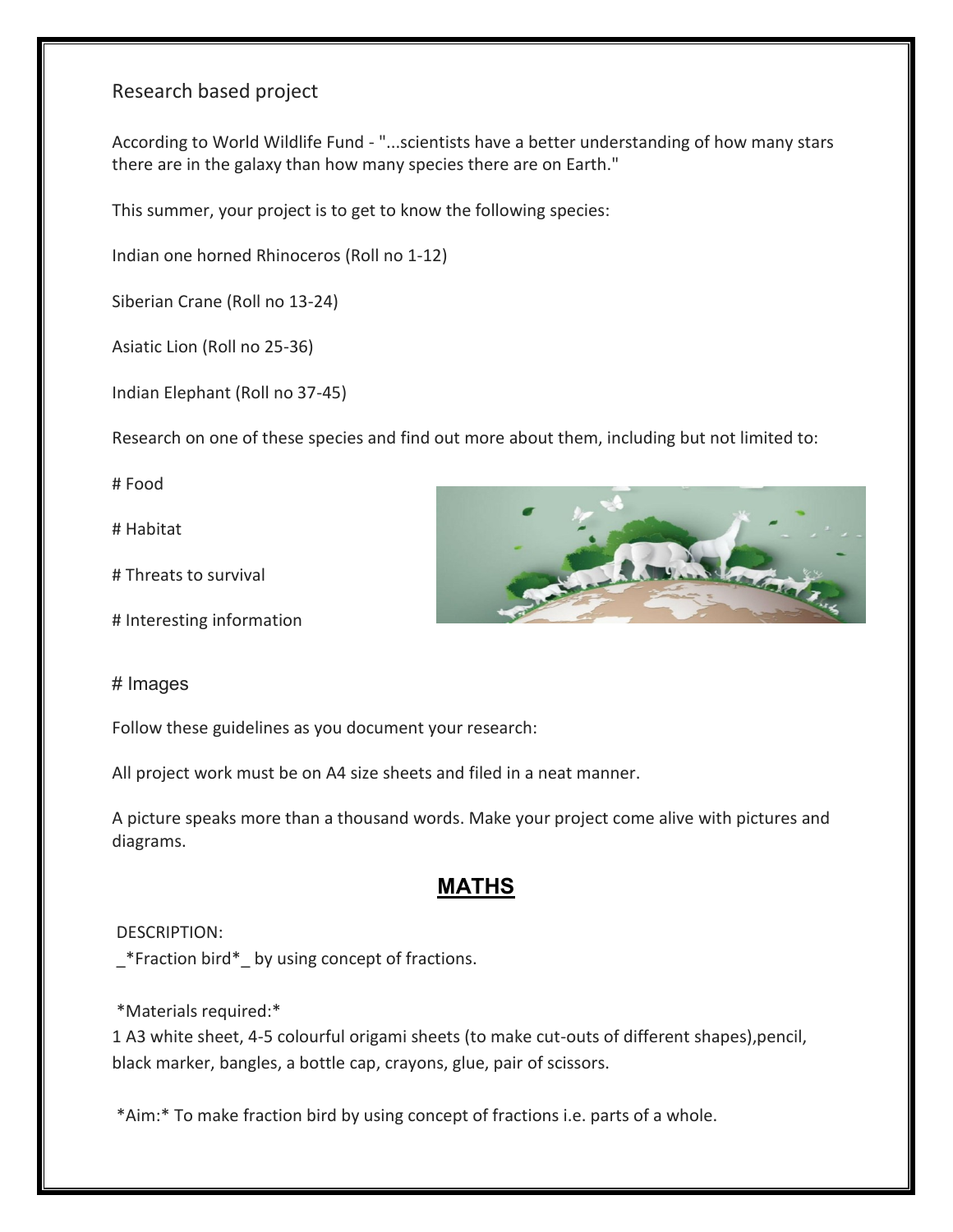Research based project

According to World Wildlife Fund - "...scientists have a better understanding of how many stars there are in the galaxy than how many species there are on Earth."

This summer, your project is to get to know the following species:

Indian one horned Rhinoceros (Roll no 1-12)

Siberian Crane (Roll no 13-24)

Asiatic Lion (Roll no 25-36)

Indian Elephant (Roll no 37-45)

Research on one of these species and find out more about them, including but not limited to:

# Food

# Habitat

# Threats to survival

# Interesting information

# Images

Follow these guidelines as you document your research:

All project work must be on A4 size sheets and filed in a neat manner.

A picture speaks more than a thousand words. Make your project come alive with pictures and diagrams.

## MATHS

DESCRIPTION:
_*Fraction bird*_ by using concept of fractions.

*Materials required:*
1 A3 white sheet, 4-5 colourful origami sheets (to make cut-outs of different shapes),pencil, black marker, bangles, a bottle cap, crayons, glue, pair of scissors.

*Aim:* To make fraction bird by using concept of fractions i.e. parts of a whole.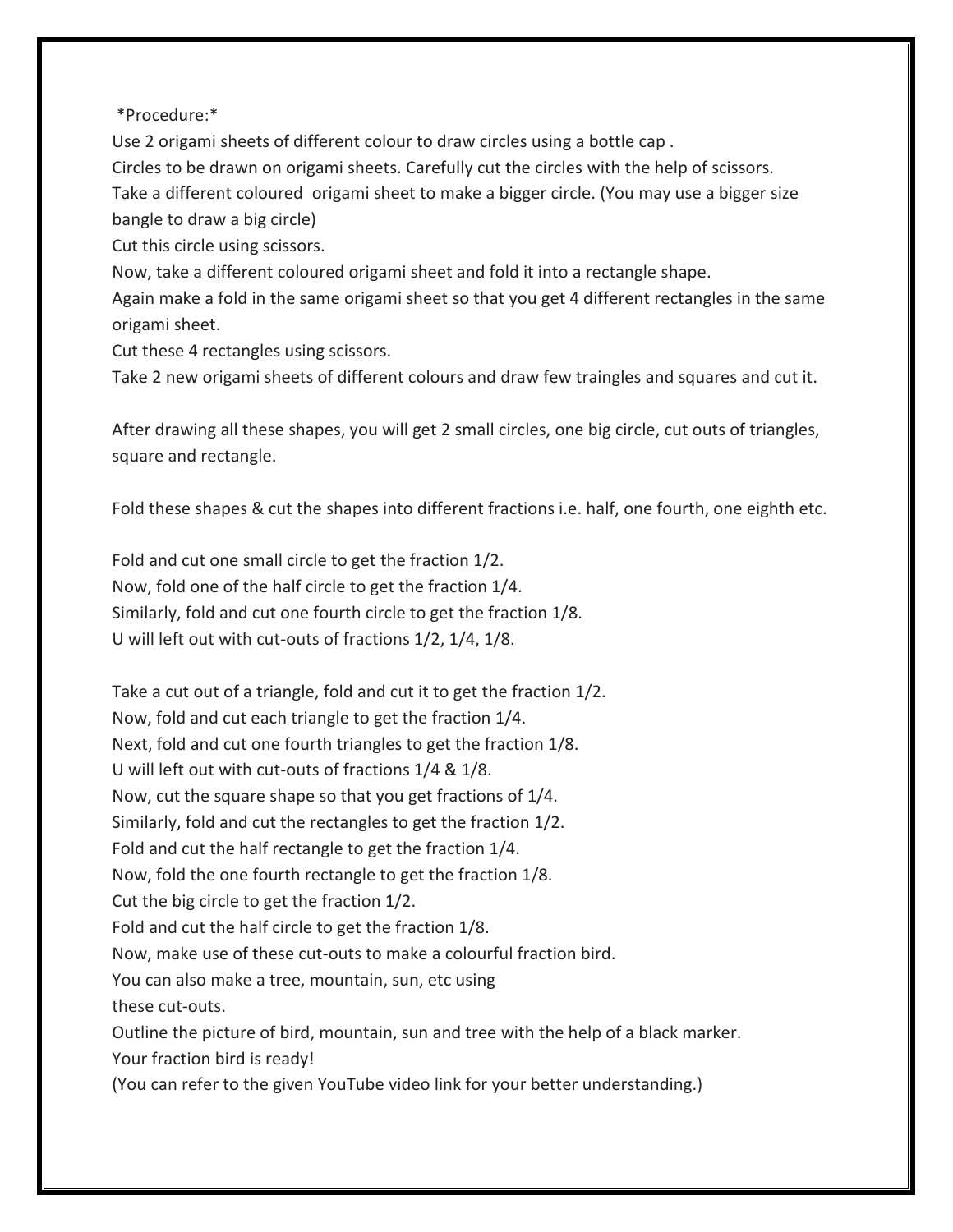*Procedure:*

Use 2 origami sheets of different colour to draw circles using a bottle cap .
Circles to be drawn on origami sheets. Carefully cut the circles with the help of scissors.
Take a different coloured origami sheet to make a bigger circle. (You may use a bigger size bangle to draw a big circle)
Cut this circle using scissors.
Now, take a different coloured origami sheet and fold it into a rectangle shape.
Again make a fold in the same origami sheet so that you get 4 different rectangles in the same origami sheet.
Cut these 4 rectangles using scissors.
Take 2 new origami sheets of different colours and draw few traingles and squares and cut it.

After drawing all these shapes, you will get 2 small circles, one big circle, cut outs of triangles, square and rectangle.

Fold these shapes & cut the shapes into different fractions i.e. half, one fourth, one eighth etc.

Fold and cut one small circle to get the fraction 1/2.
Now, fold one of the half circle to get the fraction 1/4.
Similarly, fold and cut one fourth circle to get the fraction 1/8.
U will left out with cut-outs of fractions 1/2, 1/4, 1/8.

Take a cut out of a triangle, fold and cut it to get the fraction 1/2.
Now, fold and cut each triangle to get the fraction 1/4.
Next, fold and cut one fourth triangles to get the fraction 1/8.
U will left out with cut-outs of fractions 1/4 & 1/8.
Now, cut the square shape so that you get fractions of 1/4.
Similarly, fold and cut the rectangles to get the fraction 1/2.
Fold and cut the half rectangle to get the fraction 1/4.
Now, fold the one fourth rectangle to get the fraction 1/8.
Cut the big circle to get the fraction 1/2.
Fold and cut the half circle to get the fraction 1/8.
Now, make use of these cut-outs to make a colourful fraction bird.
You can also make a tree, mountain, sun, etc using
these cut-outs.
Outline the picture of bird, mountain, sun and tree with the help of a black marker.
Your fraction bird is ready!
(You can refer to the given YouTube video link for your better understanding.)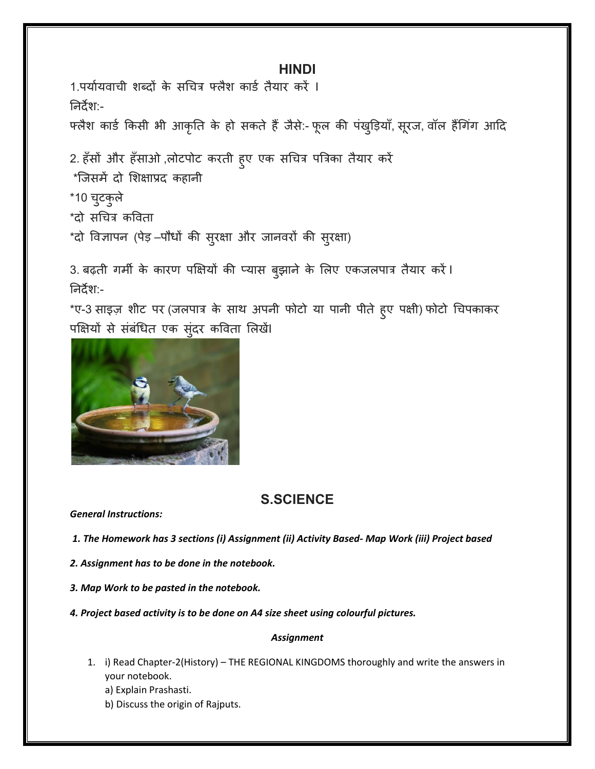## HINDI

1.पर्यायवाची शब्दों के सचित्र फ्लैश कार्ड तैयार करें ।

निर्देश:-

फ्लैश कार्ड किसी भी आकृति के हो सकते हैं जैसे:- फूल की पंखुड़ियाँ, सूरज, वॉल हैंगिंग आदि

2. हँसों और हँसाओ ,लोटपोट करती हुए एक सचित्र पत्रिका तैयार करें

*जिसमें दो शिक्षाप्रद कहानी

*10 चुटकुले

*दो सचित्र कविता

*दो विज्ञापन (पेड़ –पौधों की सुरक्षा और जानवरों की सुरक्षा)

3. बढ़ती गर्मी के कारण पक्षियों की प्यास बुझाने के लिए एकजलपात्र तैयार करें।

निर्देश:-

*ए-3 साइज़ शीट पर (जलपात्र के साथ अपनी फोटो या पानी पीते हुए पक्षी) फोटो चिपकाकर पक्षियों से संबंधित एक सुंदर कविता लिखें।

## S.SCIENCE

***General Instructions:***

***1. The Homework has 3 sections (i) Assignment (ii) Activity Based- Map Work (iii) Project based***

***2. Assignment has to be done in the notebook.***

***3. Map Work to be pasted in the notebook.***

***4. Project based activity is to be done on A4 size sheet using colourful pictures.***

***Assignment***

1. i) Read Chapter-2(History) – THE REGIONAL KINGDOMS thoroughly and write the answers in your notebook.
   a) Explain Prashasti.
   b) Discuss the origin of Rajputs.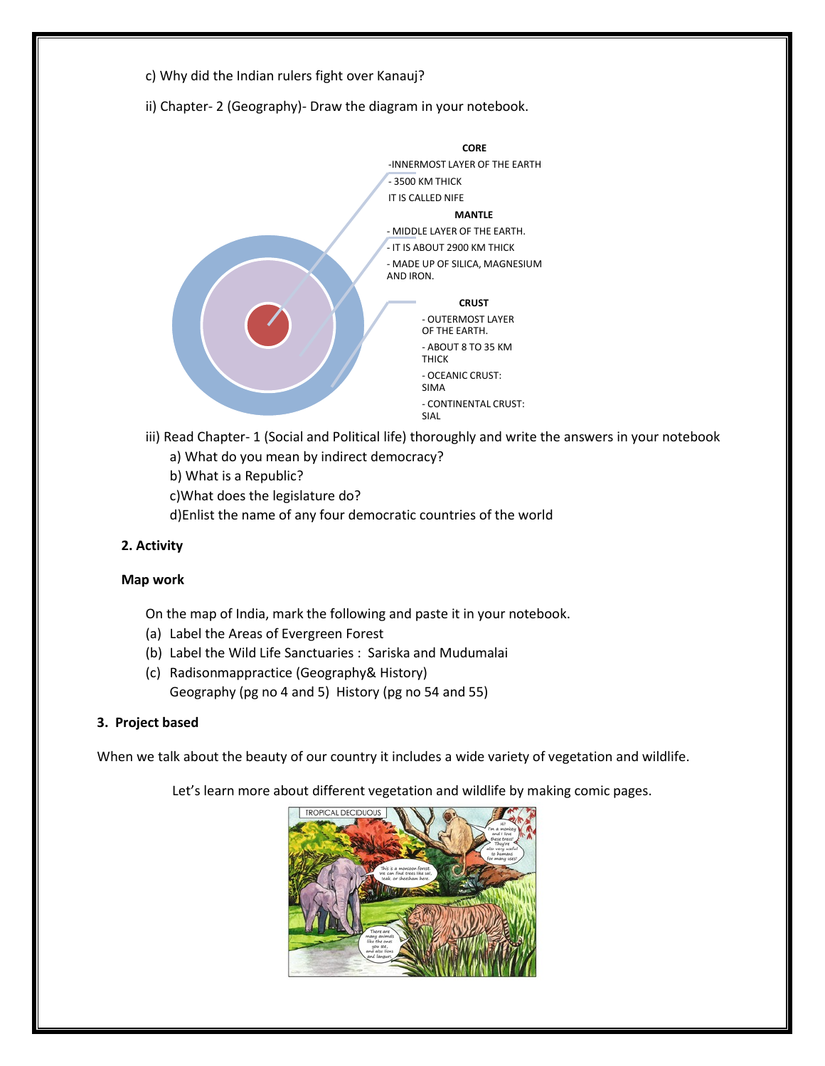c) Why did the Indian rulers fight over Kanauj?

ii) Chapter- 2 (Geography)- Draw the diagram in your notebook.

**CORE**

-INNERMOST LAYER OF THE EARTH

- 3500 KM THICK

IT IS CALLED NIFE

**MANTLE**

- MIDDLE LAYER OF THE EARTH.

- IT IS ABOUT 2900 KM THICK

- MADE UP OF SILICA, MAGNESIUM AND IRON.

**CRUST**

- OUTERMOST LAYER OF THE EARTH.

- ABOUT 8 TO 35 KM THICK

- OCEANIC CRUST: SIMA

- CONTINENTAL CRUST: SIAL

iii) Read Chapter- 1 (Social and Political life) thoroughly and write the answers in your notebook

a) What do you mean by indirect democracy?

b) What is a Republic?

c)What does the legislature do?

d)Enlist the name of any four democratic countries of the world

**2. Activity**

**Map work**

On the map of India, mark the following and paste it in your notebook.

(a) Label the Areas of Evergreen Forest

(b) Label the Wild Life Sanctuaries : Sariska and Mudumalai

(c) Radisonmappractice (Geography& History)
Geography (pg no 4 and 5) History (pg no 54 and 55)

**3. Project based**

When we talk about the beauty of our country it includes a wide variety of vegetation and wildlife.

Let's learn more about different vegetation and wildlife by making comic pages.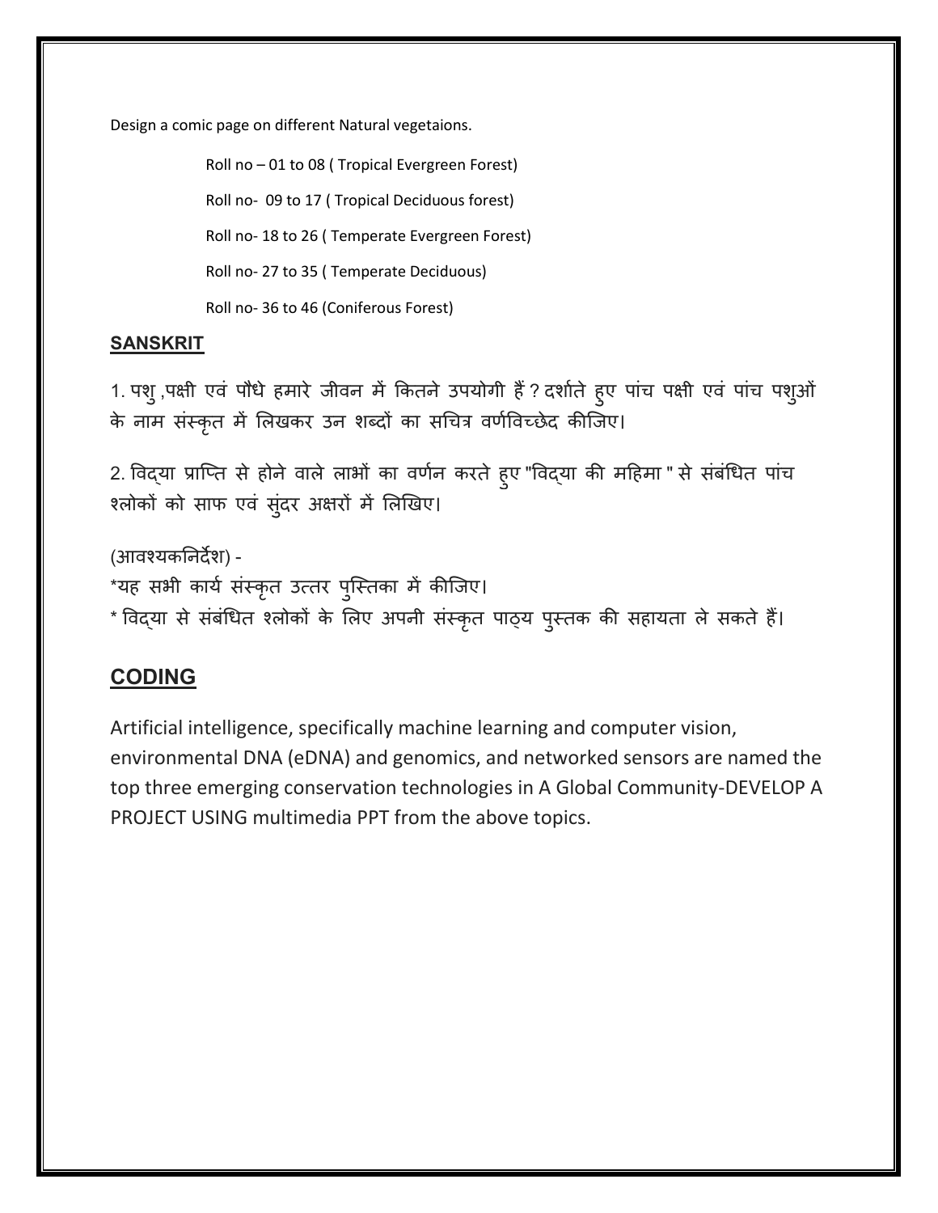Design a comic page on different Natural vegetaions.

Roll no – 01 to 08 ( Tropical Evergreen Forest)

Roll no- 09 to 17 ( Tropical Deciduous forest)

Roll no- 18 to 26 ( Temperate Evergreen Forest)

Roll no- 27 to 35 ( Temperate Deciduous)

Roll no- 36 to 46 (Coniferous Forest)

## SANSKRIT

1. पशु ,पक्षी एवं पौधे हमारे जीवन में कितने उपयोगी हैं ? दर्शाते हुए पांच पक्षी एवं पांच पशुओं के नाम संस्कृत में लिखकर उन शब्दों का सचित्र वर्णविच्छेद कीजिए।

2. विद्या प्राप्ति से होने वाले लाभों का वर्णन करते हुए "विद्या की महिमा " से संबंधित पांच श्लोकों को साफ एवं सुंदर अक्षरों में लिखिए।

(आवश्यकनिर्देश) -
*यह सभी कार्य संस्कृत उत्तर पुस्तिका में कीजिए।
* विद्या से संबंधित श्लोकों के लिए अपनी संस्कृत पाठ्य पुस्तक की सहायता ले सकते हैं।

## CODING

Artificial intelligence, specifically machine learning and computer vision, environmental DNA (eDNA) and genomics, and networked sensors are named the top three emerging conservation technologies in A Global Community-DEVELOP A PROJECT USING multimedia PPT from the above topics.